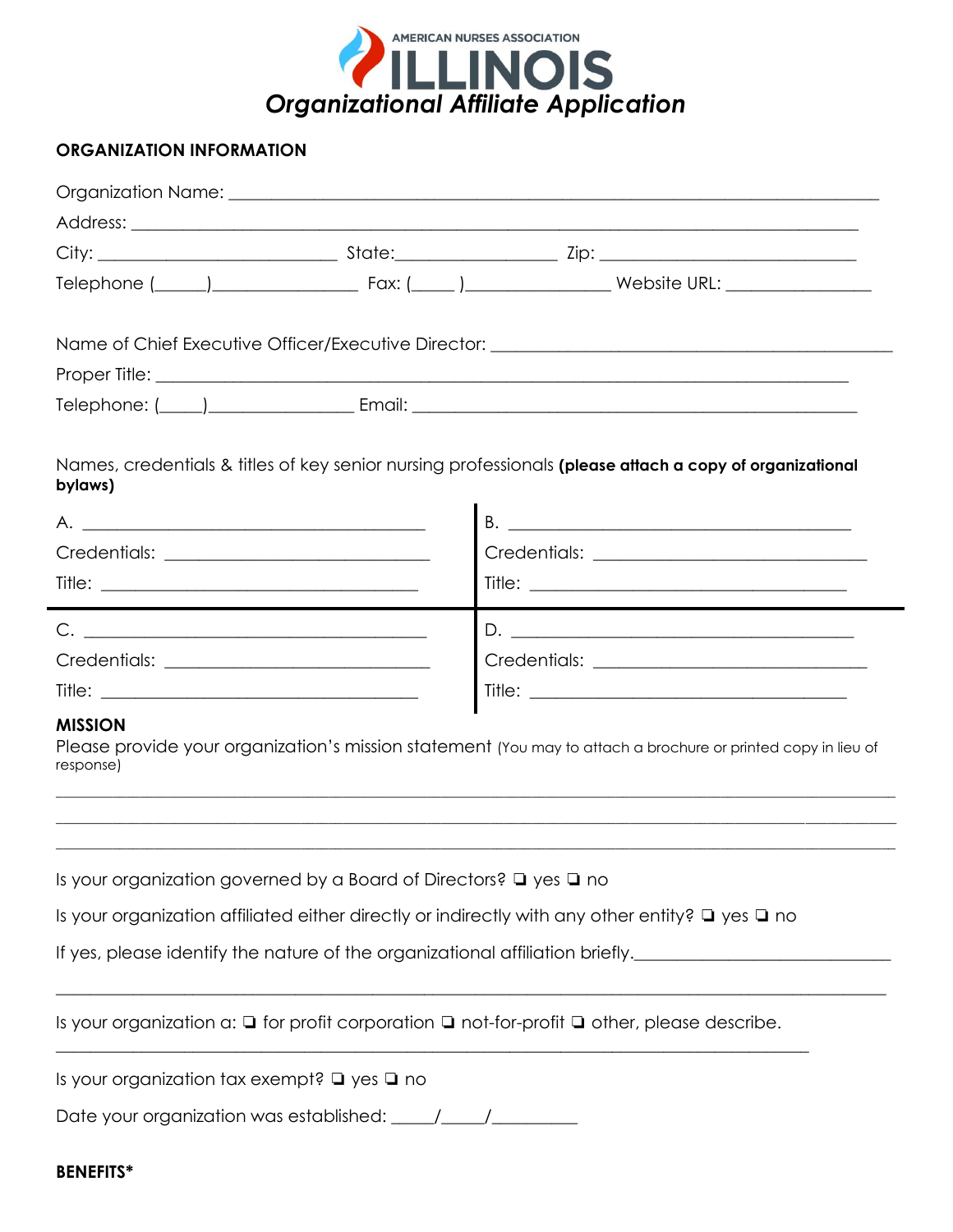AMERICAN NURSES ASSOCIATION

# ILLINOIS

## *Organizational Affiliate Application*

**ORGANIZATION INFORMATION**

Organization Name: ___________________________________________________________________

Address: ___________________________________________________________________

City: _________________________ State:_______________ Zip: _________________________

Telephone (_____)_______________ Fax: (____ )_______________ Website URL: _______________

Name of Chief Executive Officer/Executive Director: ________________________________________

Proper Title: ___________________________________________________________________

Telephone: (____)_______________ Email: _______________________________________________

Names, credentials & titles of key senior nursing professionals **(please attach a copy of organizational bylaws)**

| | |
|---|---|
| A. ___________________________________ | B. ___________________________________ |
| Credentials: ___________________________ | Credentials: ___________________________ |
| Title: ________________________________ | Title: ________________________________ |
| C. ___________________________________ | D. ___________________________________ |
| Credentials: ___________________________ | Credentials: ___________________________ |
| Title: ________________________________ | Title: ________________________________ |

**MISSION**

Please provide your organization's mission statement (You may to attach a brochure or printed copy in lieu of response)

_____________________________________________________________________________________

_____________________________________________________________________________________

_____________________________________________________________________________________

Is your organization governed by a Board of Directors? ❑ yes ❑ no

Is your organization affiliated either directly or indirectly with any other entity? ❑ yes ❑ no

If yes, please identify the nature of the organizational affiliation briefly.___________________________

_____________________________________________________________________________________

Is your organization a: ❑ for profit corporation ❑ not-for-profit ❑ other, please describe.

_____________________________________________________________________________

Is your organization tax exempt? ❑ yes ❑ no

Date your organization was established: _____/_____/_________

**BENEFITS***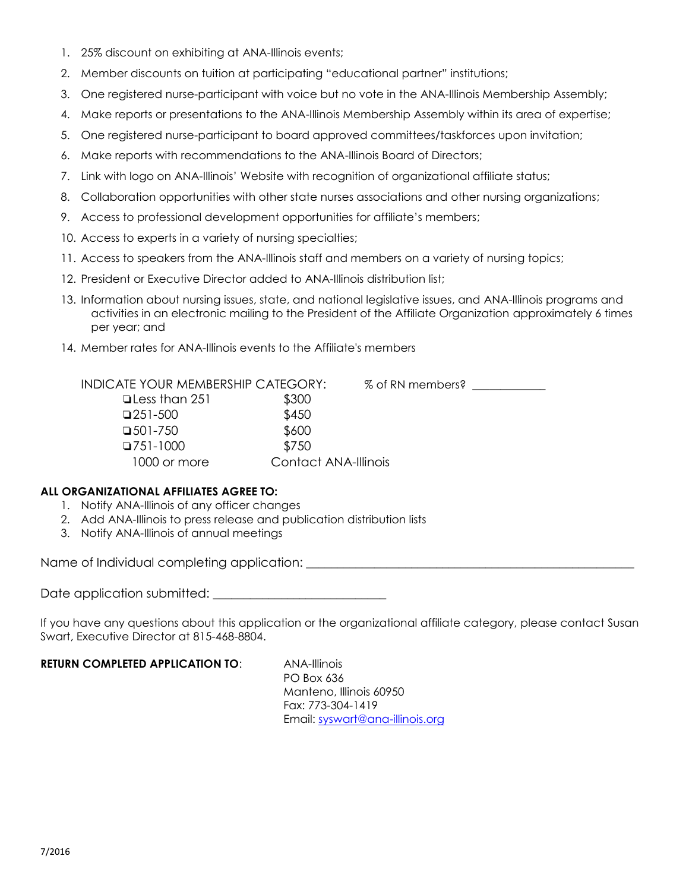1. 25% discount on exhibiting at ANA-Illinois events;
2. Member discounts on tuition at participating "educational partner" institutions;
3. One registered nurse-participant with voice but no vote in the ANA-Illinois Membership Assembly;
4. Make reports or presentations to the ANA-Illinois Membership Assembly within its area of expertise;
5. One registered nurse-participant to board approved committees/taskforces upon invitation;
6. Make reports with recommendations to the ANA-Illinois Board of Directors;
7. Link with logo on ANA-Illinois' Website with recognition of organizational affiliate status;
8. Collaboration opportunities with other state nurses associations and other nursing organizations;
9. Access to professional development opportunities for affiliate's members;
10. Access to experts in a variety of nursing specialties;
11. Access to speakers from the ANA-Illinois staff and members on a variety of nursing topics;
12. President or Executive Director added to ANA-Illinois distribution list;
13. Information about nursing issues, state, and national legislative issues, and ANA-Illinois programs and activities in an electronic mailing to the President of the Affiliate Organization approximately 6 times per year; and
14. Member rates for ANA-Illinois events to the Affiliate's members

INDICATE YOUR MEMBERSHIP CATEGORY: % of RN members? ____________

| | |
|---|---|
| ❏Less than 251 | $300 |
| ❏251-500 | $450 |
| ❏501-750 | $600 |
| ❏751-1000 | $750 |
| 1000 or more | Contact ANA-Illinois |

**ALL ORGANIZATIONAL AFFILIATES AGREE TO:**

1. Notify ANA-Illinois of any officer changes
2. Add ANA-Illinois to press release and publication distribution lists
3. Notify ANA-Illinois of annual meetings

Name of Individual completing application: ______________________________________________________

Date application submitted: ____________________________

If you have any questions about this application or the organizational affiliate category, please contact Susan Swart, Executive Director at 815-468-8804.

**RETURN COMPLETED APPLICATION TO**:

ANA-Illinois
PO Box 636
Manteno, Illinois 60950
Fax: 773-304-1419
Email: syswart@ana-illinois.org

7/2016